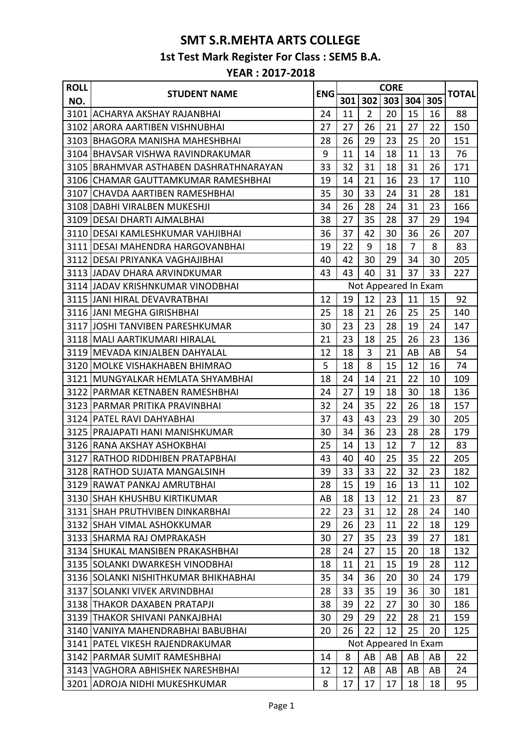# SMT S.R.MEHTA ARTS COLLEGE

## 1st Test Mark Register For Class : SEM5 B.A.

## YEAR : 2017-2018

| ROLL NO. | STUDENT NAME | ENG | CORE | | | | | TOTAL |
|---|---|---|---|---|---|---|---|---|
| | | | 301 | 302 | 303 | 304 | 305 | |
| 3101 | ACHARYA AKSHAY RAJANBHAI | 24 | 11 | 2 | 20 | 15 | 16 | 88 |
| 3102 | ARORA AARTIBEN VISHNUBHAI | 27 | 27 | 26 | 21 | 27 | 22 | 150 |
| 3103 | BHAGORA MANISHA MAHESHBHAI | 28 | 26 | 29 | 23 | 25 | 20 | 151 |
| 3104 | BHAVSAR VISHWA RAVINDRAKUMAR | 9 | 11 | 14 | 18 | 11 | 13 | 76 |
| 3105 | BRAHMVAR ASTHABEN DASHRATHNARAYAN | 33 | 32 | 31 | 18 | 31 | 26 | 171 |
| 3106 | CHAMAR GAUTTAMKUMAR RAMESHBHAI | 19 | 14 | 21 | 16 | 23 | 17 | 110 |
| 3107 | CHAVDA AARTIBEN RAMESHBHAI | 35 | 30 | 33 | 24 | 31 | 28 | 181 |
| 3108 | DABHI VIRALBEN MUKESHJI | 34 | 26 | 28 | 24 | 31 | 23 | 166 |
| 3109 | DESAI DHARTI AJMALBHAI | 38 | 27 | 35 | 28 | 37 | 29 | 194 |
| 3110 | DESAI KAMLESHKUMAR VAHJIBHAI | 36 | 37 | 42 | 30 | 36 | 26 | 207 |
| 3111 | DESAI MAHENDRA HARGOVANBHAI | 19 | 22 | 9 | 18 | 7 | 8 | 83 |
| 3112 | DESAI PRIYANKA VAGHAJIBHAI | 40 | 42 | 30 | 29 | 34 | 30 | 205 |
| 3113 | JADAV DHARA ARVINDKUMAR | 43 | 43 | 40 | 31 | 37 | 33 | 227 |
| 3114 | JADAV KRISHNKUMAR VINODBHAI | Not Appeared In Exam | | | | | | |
| 3115 | JANI HIRAL DEVAVRATBHAI | 12 | 19 | 12 | 23 | 11 | 15 | 92 |
| 3116 | JANI MEGHA GIRISHBHAI | 25 | 18 | 21 | 26 | 25 | 25 | 140 |
| 3117 | JOSHI TANVIBEN PARESHKUMAR | 30 | 23 | 23 | 28 | 19 | 24 | 147 |
| 3118 | MALI AARTIKUMARI HIRALAL | 21 | 23 | 18 | 25 | 26 | 23 | 136 |
| 3119 | MEVADA KINJALBEN DAHYALAL | 12 | 18 | 3 | 21 | AB | AB | 54 |
| 3120 | MOLKE VISHAKHABEN BHIMRAO | 5 | 18 | 8 | 15 | 12 | 16 | 74 |
| 3121 | MUNGYALKAR HEMLATA SHYAMBHAI | 18 | 24 | 14 | 21 | 22 | 10 | 109 |
| 3122 | PARMAR KETNABEN RAMESHBHAI | 24 | 27 | 19 | 18 | 30 | 18 | 136 |
| 3123 | PARMAR PRITIKA PRAVINBHAI | 32 | 24 | 35 | 22 | 26 | 18 | 157 |
| 3124 | PATEL RAVI DAHYABHAI | 37 | 43 | 43 | 23 | 29 | 30 | 205 |
| 3125 | PRAJAPATI HANI MANISHKUMAR | 30 | 34 | 36 | 23 | 28 | 28 | 179 |
| 3126 | RANA AKSHAY ASHOKBHAI | 25 | 14 | 13 | 12 | 7 | 12 | 83 |
| 3127 | RATHOD RIDDHIBEN PRATAPBHAI | 43 | 40 | 40 | 25 | 35 | 22 | 205 |
| 3128 | RATHOD SUJATA MANGALSINH | 39 | 33 | 33 | 22 | 32 | 23 | 182 |
| 3129 | RAWAT PANKAJ AMRUTBHAI | 28 | 15 | 19 | 16 | 13 | 11 | 102 |
| 3130 | SHAH KHUSHBU KIRTIKUMAR | AB | 18 | 13 | 12 | 21 | 23 | 87 |
| 3131 | SHAH PRUTHVIBEN DINKARBHAI | 22 | 23 | 31 | 12 | 28 | 24 | 140 |
| 3132 | SHAH VIMAL ASHOKKUMAR | 29 | 26 | 23 | 11 | 22 | 18 | 129 |
| 3133 | SHARMA RAJ OMPRAKASH | 30 | 27 | 35 | 23 | 39 | 27 | 181 |
| 3134 | SHUKAL MANSIBEN PRAKASHBHAI | 28 | 24 | 27 | 15 | 20 | 18 | 132 |
| 3135 | SOLANKI DWARKESH VINODBHAI | 18 | 11 | 21 | 15 | 19 | 28 | 112 |
| 3136 | SOLANKI NISHITHKUMAR BHIKHABHAI | 35 | 34 | 36 | 20 | 30 | 24 | 179 |
| 3137 | SOLANKI VIVEK ARVINDBHAI | 28 | 33 | 35 | 19 | 36 | 30 | 181 |
| 3138 | THAKOR DAXABEN PRATAPJI | 38 | 39 | 22 | 27 | 30 | 30 | 186 |
| 3139 | THAKOR SHIVANI PANKAJBHAI | 30 | 29 | 29 | 22 | 28 | 21 | 159 |
| 3140 | VANIYA MAHENDRABHAI BABUBHAI | 20 | 26 | 22 | 12 | 25 | 20 | 125 |
| 3141 | PATEL VIKESH RAJENDRAKUMAR | Not Appeared In Exam | | | | | | |
| 3142 | PARMAR SUMIT RAMESHBHAI | 14 | 8 | AB | AB | AB | AB | 22 |
| 3143 | VAGHORA ABHISHEK NARESHBHAI | 12 | 12 | AB | AB | AB | AB | 24 |
| 3201 | ADROJA NIDHI MUKESHKUMAR | 8 | 17 | 17 | 17 | 18 | 18 | 95 |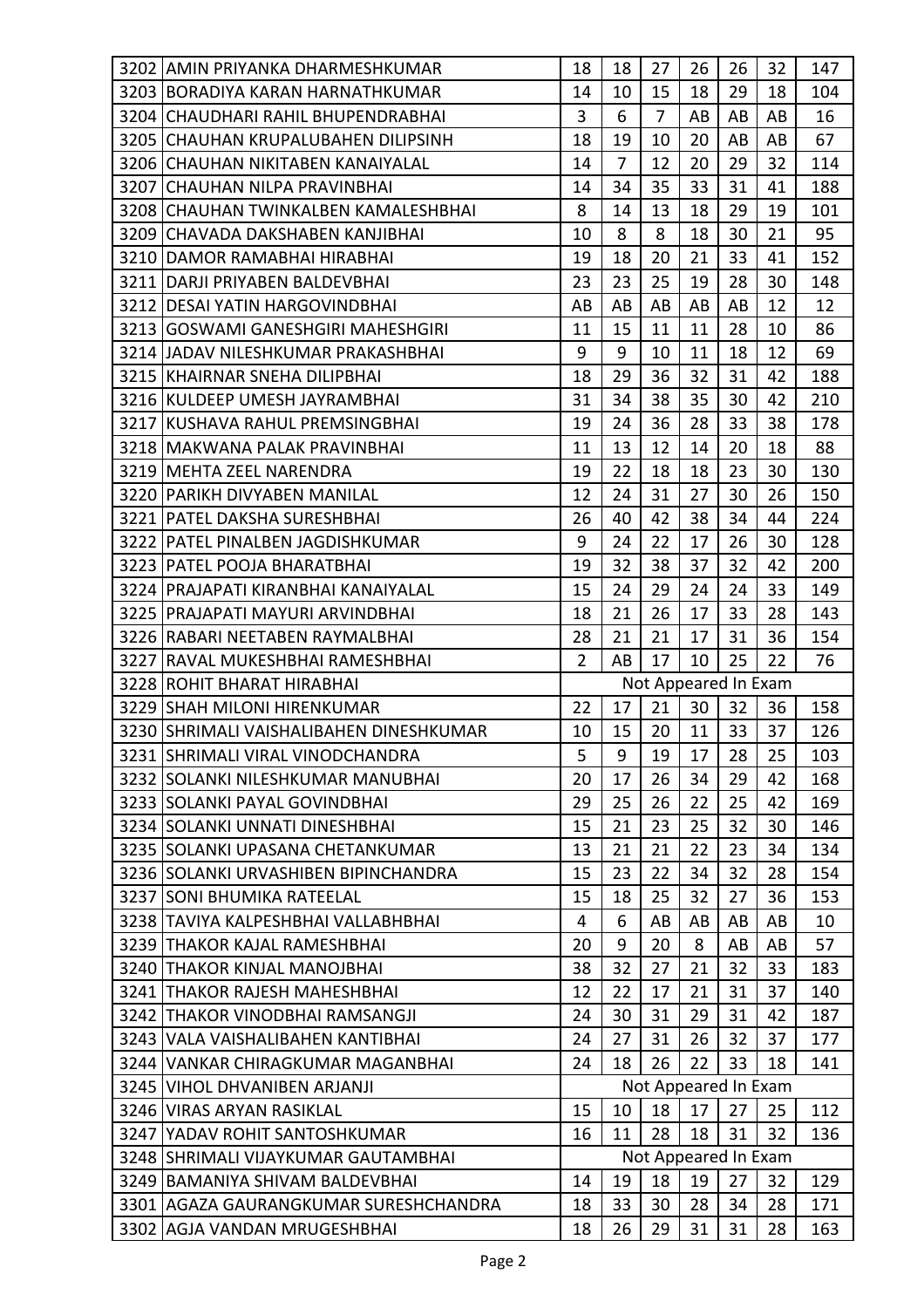| 3202 | AMIN PRIYANKA DHARMESHKUMAR | 18 | 18 | 27 | 26 | 26 | 32 | 147 |
|---|---|---|---|---|---|---|---|---|
| 3203 | BORADIYA KARAN HARNATHKUMAR | 14 | 10 | 15 | 18 | 29 | 18 | 104 |
| 3204 | CHAUDHARI RAHIL BHUPENDRABHAI | 3 | 6 | 7 | AB | AB | AB | 16 |
| 3205 | CHAUHAN KRUPALUBAHEN DILIPSINH | 18 | 19 | 10 | 20 | AB | AB | 67 |
| 3206 | CHAUHAN NIKITABEN KANAIYALAL | 14 | 7 | 12 | 20 | 29 | 32 | 114 |
| 3207 | CHAUHAN NILPA PRAVINBHAI | 14 | 34 | 35 | 33 | 31 | 41 | 188 |
| 3208 | CHAUHAN TWINKALBEN KAMALESHBHAI | 8 | 14 | 13 | 18 | 29 | 19 | 101 |
| 3209 | CHAVADA DAKSHABEN KANJIBHAI | 10 | 8 | 8 | 18 | 30 | 21 | 95 |
| 3210 | DAMOR RAMABHAI HIRABHAI | 19 | 18 | 20 | 21 | 33 | 41 | 152 |
| 3211 | DARJI PRIYABEN BALDEVBHAI | 23 | 23 | 25 | 19 | 28 | 30 | 148 |
| 3212 | DESAI YATIN HARGOVINDBHAI | AB | AB | AB | AB | AB | 12 | 12 |
| 3213 | GOSWAMI GANESHGIRI MAHESHGIRI | 11 | 15 | 11 | 11 | 28 | 10 | 86 |
| 3214 | JADAV NILESHKUMAR PRAKASHBHAI | 9 | 9 | 10 | 11 | 18 | 12 | 69 |
| 3215 | KHAIRNAR SNEHA DILIPBHAI | 18 | 29 | 36 | 32 | 31 | 42 | 188 |
| 3216 | KULDEEP UMESH JAYRAMBHAI | 31 | 34 | 38 | 35 | 30 | 42 | 210 |
| 3217 | KUSHAVA RAHUL PREMSINGBHAI | 19 | 24 | 36 | 28 | 33 | 38 | 178 |
| 3218 | MAKWANA PALAK PRAVINBHAI | 11 | 13 | 12 | 14 | 20 | 18 | 88 |
| 3219 | MEHTA ZEEL NARENDRA | 19 | 22 | 18 | 18 | 23 | 30 | 130 |
| 3220 | PARIKH DIVYABEN MANILAL | 12 | 24 | 31 | 27 | 30 | 26 | 150 |
| 3221 | PATEL DAKSHA SURESHBHAI | 26 | 40 | 42 | 38 | 34 | 44 | 224 |
| 3222 | PATEL PINALBEN JAGDISHKUMAR | 9 | 24 | 22 | 17 | 26 | 30 | 128 |
| 3223 | PATEL POOJA BHARATBHAI | 19 | 32 | 38 | 37 | 32 | 42 | 200 |
| 3224 | PRAJAPATI KIRANBHAI KANAIYALAL | 15 | 24 | 29 | 24 | 24 | 33 | 149 |
| 3225 | PRAJAPATI MAYURI ARVINDBHAI | 18 | 21 | 26 | 17 | 33 | 28 | 143 |
| 3226 | RABARI NEETABEN RAYMALBHAI | 28 | 21 | 21 | 17 | 31 | 36 | 154 |
| 3227 | RAVAL MUKESHBHAI RAMESHBHAI | 2 | AB | 17 | 10 | 25 | 22 | 76 |
| 3228 | ROHIT BHARAT HIRABHAI | Not Appeared In Exam | | | | | | |
| 3229 | SHAH MILONI HIRENKUMAR | 22 | 17 | 21 | 30 | 32 | 36 | 158 |
| 3230 | SHRIMALI VAISHALIBAHEN DINESHKUMAR | 10 | 15 | 20 | 11 | 33 | 37 | 126 |
| 3231 | SHRIMALI VIRAL VINODCHANDRA | 5 | 9 | 19 | 17 | 28 | 25 | 103 |
| 3232 | SOLANKI NILESHKUMAR MANUBHAI | 20 | 17 | 26 | 34 | 29 | 42 | 168 |
| 3233 | SOLANKI PAYAL GOVINDBHAI | 29 | 25 | 26 | 22 | 25 | 42 | 169 |
| 3234 | SOLANKI UNNATI DINESHBHAI | 15 | 21 | 23 | 25 | 32 | 30 | 146 |
| 3235 | SOLANKI UPASANA CHETANKUMAR | 13 | 21 | 21 | 22 | 23 | 34 | 134 |
| 3236 | SOLANKI URVASHIBEN BIPINCHANDRA | 15 | 23 | 22 | 34 | 32 | 28 | 154 |
| 3237 | SONI BHUMIKA RATEELAL | 15 | 18 | 25 | 32 | 27 | 36 | 153 |
| 3238 | TAVIYA KALPESHBHAI VALLABHBHAI | 4 | 6 | AB | AB | AB | AB | 10 |
| 3239 | THAKOR KAJAL RAMESHBHAI | 20 | 9 | 20 | 8 | AB | AB | 57 |
| 3240 | THAKOR KINJAL MANOJBHAI | 38 | 32 | 27 | 21 | 32 | 33 | 183 |
| 3241 | THAKOR RAJESH MAHESHBHAI | 12 | 22 | 17 | 21 | 31 | 37 | 140 |
| 3242 | THAKOR VINODBHAI RAMSANGJI | 24 | 30 | 31 | 29 | 31 | 42 | 187 |
| 3243 | VALA VAISHALIBAHEN KANTIBHAI | 24 | 27 | 31 | 26 | 32 | 37 | 177 |
| 3244 | VANKAR CHIRAGKUMAR MAGANBHAI | 24 | 18 | 26 | 22 | 33 | 18 | 141 |
| 3245 | VIHOL DHVANIBEN ARJANJI | Not Appeared In Exam | | | | | | |
| 3246 | VIRAS ARYAN RASIKLAL | 15 | 10 | 18 | 17 | 27 | 25 | 112 |
| 3247 | YADAV ROHIT SANTOSHKUMAR | 16 | 11 | 28 | 18 | 31 | 32 | 136 |
| 3248 | SHRIMALI VIJAYKUMAR GAUTAMBHAI | Not Appeared In Exam | | | | | | |
| 3249 | BAMANIYA SHIVAM BALDEVBHAI | 14 | 19 | 18 | 19 | 27 | 32 | 129 |
| 3301 | AGAZA GAURANGKUMAR SURESHCHANDRA | 18 | 33 | 30 | 28 | 34 | 28 | 171 |
| 3302 | AGJA VANDAN MRUGESHBHAI | 18 | 26 | 29 | 31 | 31 | 28 | 163 |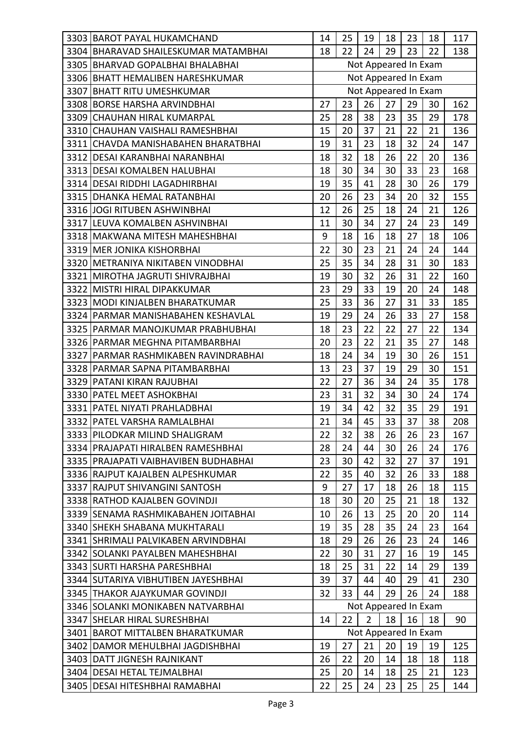| | | | | | | | | |
|---|---|---|---|---|---|---|---|---|
| 3303 | BAROT PAYAL HUKAMCHAND | 14 | 25 | 19 | 18 | 23 | 18 | 117 |
| 3304 | BHARAVAD SHAILESKUMAR MATAMBHAI | 18 | 22 | 24 | 29 | 23 | 22 | 138 |
| 3305 | BHARVAD GOPALBHAI BHALABHAI | Not Appeared In Exam | | | | | | |
| 3306 | BHATT HEMALIBEN HARESHKUMAR | Not Appeared In Exam | | | | | | |
| 3307 | BHATT RITU UMESHKUMAR | Not Appeared In Exam | | | | | | |
| 3308 | BORSE HARSHA ARVINDBHAI | 27 | 23 | 26 | 27 | 29 | 30 | 162 |
| 3309 | CHAUHAN HIRAL KUMARPAL | 25 | 28 | 38 | 23 | 35 | 29 | 178 |
| 3310 | CHAUHAN VAISHALI RAMESHBHAI | 15 | 20 | 37 | 21 | 22 | 21 | 136 |
| 3311 | CHAVDA MANISHABAHEN BHARATBHAI | 19 | 31 | 23 | 18 | 32 | 24 | 147 |
| 3312 | DESAI KARANBHAI NARANBHAI | 18 | 32 | 18 | 26 | 22 | 20 | 136 |
| 3313 | DESAI KOMALBEN HALUBHAI | 18 | 30 | 34 | 30 | 33 | 23 | 168 |
| 3314 | DESAI RIDDHI LAGADHIRBHAI | 19 | 35 | 41 | 28 | 30 | 26 | 179 |
| 3315 | DHANKA HEMAL RATANBHAI | 20 | 26 | 23 | 34 | 20 | 32 | 155 |
| 3316 | JOGI RITUBEN ASHWINBHAI | 12 | 26 | 25 | 18 | 24 | 21 | 126 |
| 3317 | LEUVA KOMALBEN ASHVINBHAI | 11 | 30 | 34 | 27 | 24 | 23 | 149 |
| 3318 | MAKWANA MITESH MAHESHBHAI | 9 | 18 | 16 | 18 | 27 | 18 | 106 |
| 3319 | MER JONIKA KISHORBHAI | 22 | 30 | 23 | 21 | 24 | 24 | 144 |
| 3320 | METRANIYA NIKITABEN VINODBHAI | 25 | 35 | 34 | 28 | 31 | 30 | 183 |
| 3321 | MIROTHA JAGRUTI SHIVRAJBHAI | 19 | 30 | 32 | 26 | 31 | 22 | 160 |
| 3322 | MISTRI HIRAL DIPAKKUMAR | 23 | 29 | 33 | 19 | 20 | 24 | 148 |
| 3323 | MODI KINJALBEN BHARATKUMAR | 25 | 33 | 36 | 27 | 31 | 33 | 185 |
| 3324 | PARMAR MANISHABAHEN KESHAVLAL | 19 | 29 | 24 | 26 | 33 | 27 | 158 |
| 3325 | PARMAR MANOJKUMAR PRABHUBHAI | 18 | 23 | 22 | 22 | 27 | 22 | 134 |
| 3326 | PARMAR MEGHNA PITAMBARBHAI | 20 | 23 | 22 | 21 | 35 | 27 | 148 |
| 3327 | PARMAR RASHMIKABEN RAVINDRABHAI | 18 | 24 | 34 | 19 | 30 | 26 | 151 |
| 3328 | PARMAR SAPNA PITAMBARBHAI | 13 | 23 | 37 | 19 | 29 | 30 | 151 |
| 3329 | PATANI KIRAN RAJUBHAI | 22 | 27 | 36 | 34 | 24 | 35 | 178 |
| 3330 | PATEL MEET ASHOKBHAI | 23 | 31 | 32 | 34 | 30 | 24 | 174 |
| 3331 | PATEL NIYATI PRAHLADBHAI | 19 | 34 | 42 | 32 | 35 | 29 | 191 |
| 3332 | PATEL VARSHA RAMLALBHAI | 21 | 34 | 45 | 33 | 37 | 38 | 208 |
| 3333 | PILODKAR MILIND SHALIGRAM | 22 | 32 | 38 | 26 | 26 | 23 | 167 |
| 3334 | PRAJAPATI HIRALBEN RAMESHBHAI | 28 | 24 | 44 | 30 | 26 | 24 | 176 |
| 3335 | PRAJAPATI VAIBHAVIBEN BUDHABHAI | 23 | 30 | 42 | 32 | 27 | 37 | 191 |
| 3336 | RAJPUT KAJALBEN ALPESHKUMAR | 22 | 35 | 40 | 32 | 26 | 33 | 188 |
| 3337 | RAJPUT SHIVANGINI SANTOSH | 9 | 27 | 17 | 18 | 26 | 18 | 115 |
| 3338 | RATHOD KAJALBEN GOVINDJI | 18 | 30 | 20 | 25 | 21 | 18 | 132 |
| 3339 | SENAMA RASHMIKABAHEN JOITABHAI | 10 | 26 | 13 | 25 | 20 | 20 | 114 |
| 3340 | SHEKH SHABANA MUKHTARALI | 19 | 35 | 28 | 35 | 24 | 23 | 164 |
| 3341 | SHRIMALI PALVIKABEN ARVINDBHAI | 18 | 29 | 26 | 26 | 23 | 24 | 146 |
| 3342 | SOLANKI PAYALBEN MAHESHBHAI | 22 | 30 | 31 | 27 | 16 | 19 | 145 |
| 3343 | SURTI HARSHA PARESHBHAI | 18 | 25 | 31 | 22 | 14 | 29 | 139 |
| 3344 | SUTARIYA VIBHUTIBEN JAYESHBHAI | 39 | 37 | 44 | 40 | 29 | 41 | 230 |
| 3345 | THAKOR AJAYKUMAR GOVINDJI | 32 | 33 | 44 | 29 | 26 | 24 | 188 |
| 3346 | SOLANKI MONIKABEN NATVARBHAI | Not Appeared In Exam | | | | | | |
| 3347 | SHELAR HIRAL SURESHBHAI | 14 | 22 | 2 | 18 | 16 | 18 | 90 |
| 3401 | BAROT MITTALBEN BHARATKUMAR | Not Appeared In Exam | | | | | | |
| 3402 | DAMOR MEHULBHAI JAGDISHBHAI | 19 | 27 | 21 | 20 | 19 | 19 | 125 |
| 3403 | DATT JIGNESH RAJNIKANT | 26 | 22 | 20 | 14 | 18 | 18 | 118 |
| 3404 | DESAI HETAL TEJMALBHAI | 25 | 20 | 14 | 18 | 25 | 21 | 123 |
| 3405 | DESAI HITESHBHAI RAMABHAI | 22 | 25 | 24 | 23 | 25 | 25 | 144 |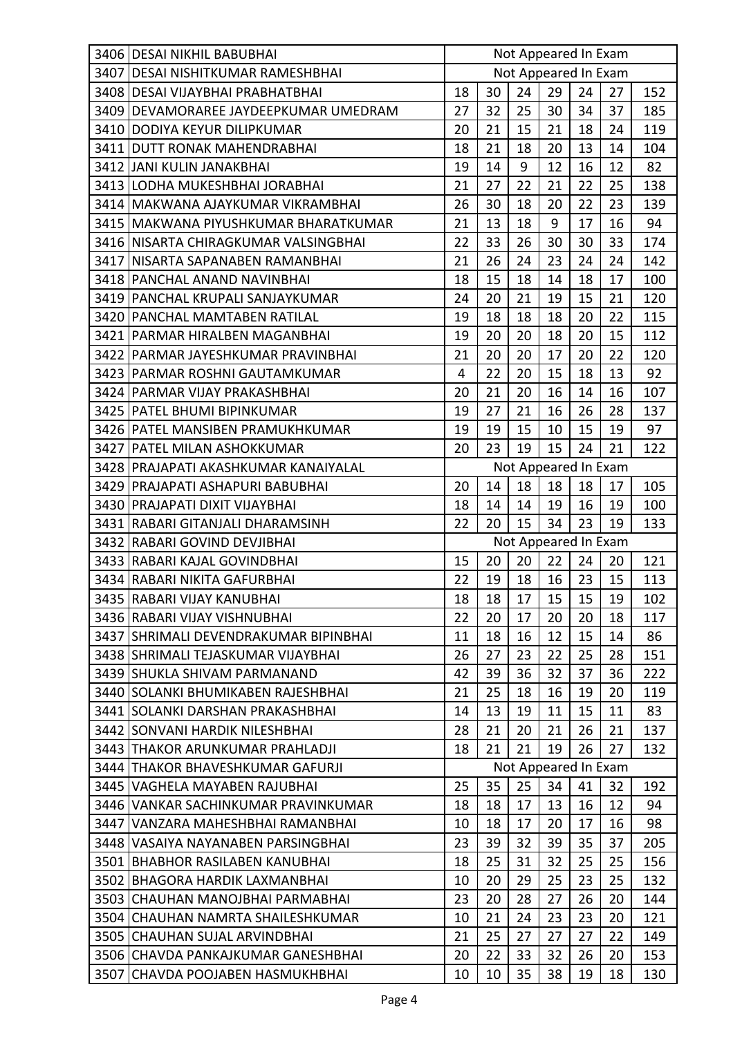| | | | | | | | | |
|---|---|---|---|---|---|---|---|---|
| 3406 | DESAI NIKHIL BABUBHAI | Not Appeared In Exam | | | | | | |
| 3407 | DESAI NISHITKUMAR RAMESHBHAI | Not Appeared In Exam | | | | | | |
| 3408 | DESAI VIJAYBHAI PRABHATBHAI | 18 | 30 | 24 | 29 | 24 | 27 | 152 |
| 3409 | DEVAMORAREE JAYDEEPKUMAR UMEDRAM | 27 | 32 | 25 | 30 | 34 | 37 | 185 |
| 3410 | DODIYA KEYUR DILIPKUMAR | 20 | 21 | 15 | 21 | 18 | 24 | 119 |
| 3411 | DUTT RONAK MAHENDRABHAI | 18 | 21 | 18 | 20 | 13 | 14 | 104 |
| 3412 | JANI KULIN JANAKBHAI | 19 | 14 | 9 | 12 | 16 | 12 | 82 |
| 3413 | LODHA MUKESHBHAI JORABHAI | 21 | 27 | 22 | 21 | 22 | 25 | 138 |
| 3414 | MAKWANA AJAYKUMAR VIKRAMBHAI | 26 | 30 | 18 | 20 | 22 | 23 | 139 |
| 3415 | MAKWANA PIYUSHKUMAR BHARATKUMAR | 21 | 13 | 18 | 9 | 17 | 16 | 94 |
| 3416 | NISARTA CHIRAGKUMAR VALSINGBHAI | 22 | 33 | 26 | 30 | 30 | 33 | 174 |
| 3417 | NISARTA SAPANABEN RAMANBHAI | 21 | 26 | 24 | 23 | 24 | 24 | 142 |
| 3418 | PANCHAL ANAND NAVINBHAI | 18 | 15 | 18 | 14 | 18 | 17 | 100 |
| 3419 | PANCHAL KRUPALI SANJAYKUMAR | 24 | 20 | 21 | 19 | 15 | 21 | 120 |
| 3420 | PANCHAL MAMTABEN RATILAL | 19 | 18 | 18 | 18 | 20 | 22 | 115 |
| 3421 | PARMAR HIRALBEN MAGANBHAI | 19 | 20 | 20 | 18 | 20 | 15 | 112 |
| 3422 | PARMAR JAYESHKUMAR PRAVINBHAI | 21 | 20 | 20 | 17 | 20 | 22 | 120 |
| 3423 | PARMAR ROSHNI GAUTAMKUMAR | 4 | 22 | 20 | 15 | 18 | 13 | 92 |
| 3424 | PARMAR VIJAY PRAKASHBHAI | 20 | 21 | 20 | 16 | 14 | 16 | 107 |
| 3425 | PATEL BHUMI BIPINKUMAR | 19 | 27 | 21 | 16 | 26 | 28 | 137 |
| 3426 | PATEL MANSIBEN PRAMUKHKUMAR | 19 | 19 | 15 | 10 | 15 | 19 | 97 |
| 3427 | PATEL MILAN ASHOKKUMAR | 20 | 23 | 19 | 15 | 24 | 21 | 122 |
| 3428 | PRAJAPATI AKASHKUMAR KANAIYALAL | Not Appeared In Exam | | | | | | |
| 3429 | PRAJAPATI ASHAPURI BABUBHAI | 20 | 14 | 18 | 18 | 18 | 17 | 105 |
| 3430 | PRAJAPATI DIXIT VIJAYBHAI | 18 | 14 | 14 | 19 | 16 | 19 | 100 |
| 3431 | RABARI GITANJALI DHARAMSINH | 22 | 20 | 15 | 34 | 23 | 19 | 133 |
| 3432 | RABARI GOVIND DEVJIBHAI | Not Appeared In Exam | | | | | | |
| 3433 | RABARI KAJAL GOVINDBHAI | 15 | 20 | 20 | 22 | 24 | 20 | 121 |
| 3434 | RABARI NIKITA GAFURBHAI | 22 | 19 | 18 | 16 | 23 | 15 | 113 |
| 3435 | RABARI VIJAY KANUBHAI | 18 | 18 | 17 | 15 | 15 | 19 | 102 |
| 3436 | RABARI VIJAY VISHNUBHAI | 22 | 20 | 17 | 20 | 20 | 18 | 117 |
| 3437 | SHRIMALI DEVENDRAKUMAR BIPINBHAI | 11 | 18 | 16 | 12 | 15 | 14 | 86 |
| 3438 | SHRIMALI TEJASKUMAR VIJAYBHAI | 26 | 27 | 23 | 22 | 25 | 28 | 151 |
| 3439 | SHUKLA SHIVAM PARMANAND | 42 | 39 | 36 | 32 | 37 | 36 | 222 |
| 3440 | SOLANKI BHUMIKABEN RAJESHBHAI | 21 | 25 | 18 | 16 | 19 | 20 | 119 |
| 3441 | SOLANKI DARSHAN PRAKASHBHAI | 14 | 13 | 19 | 11 | 15 | 11 | 83 |
| 3442 | SONVANI HARDIK NILESHBHAI | 28 | 21 | 20 | 21 | 26 | 21 | 137 |
| 3443 | THAKOR ARUNKUMAR PRAHLADJI | 18 | 21 | 21 | 19 | 26 | 27 | 132 |
| 3444 | THAKOR BHAVESHKUMAR GAFURJI | Not Appeared In Exam | | | | | | |
| 3445 | VAGHELA MAYABEN RAJUBHAI | 25 | 35 | 25 | 34 | 41 | 32 | 192 |
| 3446 | VANKAR SACHINKUMAR PRAVINKUMAR | 18 | 18 | 17 | 13 | 16 | 12 | 94 |
| 3447 | VANZARA MAHESHBHAI RAMANBHAI | 10 | 18 | 17 | 20 | 17 | 16 | 98 |
| 3448 | VASAIYA NAYANABEN PARSINGBHAI | 23 | 39 | 32 | 39 | 35 | 37 | 205 |
| 3501 | BHABHOR RASILABEN KANUBHAI | 18 | 25 | 31 | 32 | 25 | 25 | 156 |
| 3502 | BHAGORA HARDIK LAXMANBHAI | 10 | 20 | 29 | 25 | 23 | 25 | 132 |
| 3503 | CHAUHAN MANOJBHAI PARMABHAI | 23 | 20 | 28 | 27 | 26 | 20 | 144 |
| 3504 | CHAUHAN NAMRTA SHAILESHKUMAR | 10 | 21 | 24 | 23 | 23 | 20 | 121 |
| 3505 | CHAUHAN SUJAL ARVINDBHAI | 21 | 25 | 27 | 27 | 27 | 22 | 149 |
| 3506 | CHAVDA PANKAJKUMAR GANESHBHAI | 20 | 22 | 33 | 32 | 26 | 20 | 153 |
| 3507 | CHAVDA POOJABEN HASMUKHBHAI | 10 | 10 | 35 | 38 | 19 | 18 | 130 |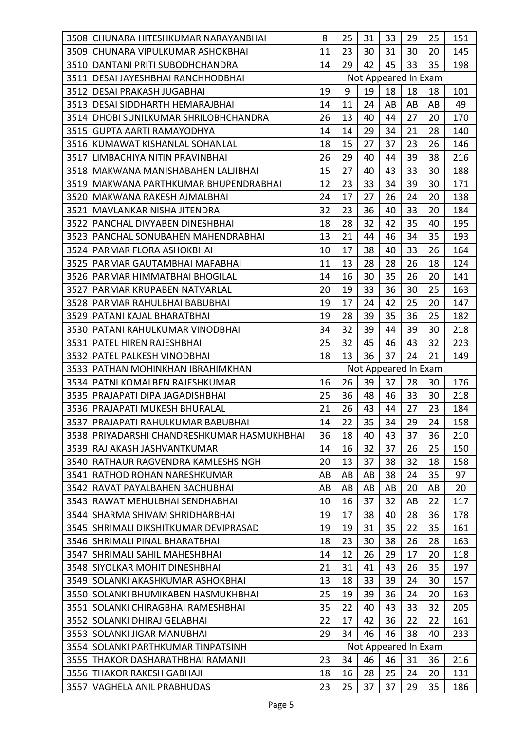| | | | | | | | | |
|---|---|---|---|---|---|---|---|---|
| 3508 | CHUNARA HITESHKUMAR NARAYANBHAI | 8 | 25 | 31 | 33 | 29 | 25 | 151 |
| 3509 | CHUNARA VIPULKUMAR ASHOKBHAI | 11 | 23 | 30 | 31 | 30 | 20 | 145 |
| 3510 | DANTANI PRITI SUBODHCHANDRA | 14 | 29 | 42 | 45 | 33 | 35 | 198 |
| 3511 | DESAI JAYESHBHAI RANCHHODBHAI | Not Appeared In Exam | | | | | | |
| 3512 | DESAI PRAKASH JUGABHAI | 19 | 9 | 19 | 18 | 18 | 18 | 101 |
| 3513 | DESAI SIDDHARTH HEMARAJBHAI | 14 | 11 | 24 | AB | AB | AB | 49 |
| 3514 | DHOBI SUNILKUMAR SHRILOBHCHANDRA | 26 | 13 | 40 | 44 | 27 | 20 | 170 |
| 3515 | GUPTA AARTI RAMAYODHYA | 14 | 14 | 29 | 34 | 21 | 28 | 140 |
| 3516 | KUMAWAT KISHANLAL SOHANLAL | 18 | 15 | 27 | 37 | 23 | 26 | 146 |
| 3517 | LIMBACHIYA NITIN PRAVINBHAI | 26 | 29 | 40 | 44 | 39 | 38 | 216 |
| 3518 | MAKWANA MANISHABAHEN LALJIBHAI | 15 | 27 | 40 | 43 | 33 | 30 | 188 |
| 3519 | MAKWANA PARTHKUMAR BHUPENDRABHAI | 12 | 23 | 33 | 34 | 39 | 30 | 171 |
| 3520 | MAKWANA RAKESH AJMALBHAI | 24 | 17 | 27 | 26 | 24 | 20 | 138 |
| 3521 | MAVLANKAR NISHA JITENDRA | 32 | 23 | 36 | 40 | 33 | 20 | 184 |
| 3522 | PANCHAL DIVYABEN DINESHBHAI | 18 | 28 | 32 | 42 | 35 | 40 | 195 |
| 3523 | PANCHAL SONUBAHEN MAHENDRABHAI | 13 | 21 | 44 | 46 | 34 | 35 | 193 |
| 3524 | PARMAR FLORA ASHOKBHAI | 10 | 17 | 38 | 40 | 33 | 26 | 164 |
| 3525 | PARMAR GAUTAMBHAI MAFABHAI | 11 | 13 | 28 | 28 | 26 | 18 | 124 |
| 3526 | PARMAR HIMMATBHAI BHOGILAL | 14 | 16 | 30 | 35 | 26 | 20 | 141 |
| 3527 | PARMAR KRUPABEN NATVARLAL | 20 | 19 | 33 | 36 | 30 | 25 | 163 |
| 3528 | PARMAR RAHULBHAI BABUBHAI | 19 | 17 | 24 | 42 | 25 | 20 | 147 |
| 3529 | PATANI KAJAL BHARATBHAI | 19 | 28 | 39 | 35 | 36 | 25 | 182 |
| 3530 | PATANI RAHULKUMAR VINODBHAI | 34 | 32 | 39 | 44 | 39 | 30 | 218 |
| 3531 | PATEL HIREN RAJESHBHAI | 25 | 32 | 45 | 46 | 43 | 32 | 223 |
| 3532 | PATEL PALKESH VINODBHAI | 18 | 13 | 36 | 37 | 24 | 21 | 149 |
| 3533 | PATHAN MOHINKHAN IBRAHIMKHAN | Not Appeared In Exam | | | | | | |
| 3534 | PATNI KOMALBEN RAJESHKUMAR | 16 | 26 | 39 | 37 | 28 | 30 | 176 |
| 3535 | PRAJAPATI DIPA JAGADISHBHAI | 25 | 36 | 48 | 46 | 33 | 30 | 218 |
| 3536 | PRAJAPATI MUKESH BHURALAL | 21 | 26 | 43 | 44 | 27 | 23 | 184 |
| 3537 | PRAJAPATI RAHULKUMAR BABUBHAI | 14 | 22 | 35 | 34 | 29 | 24 | 158 |
| 3538 | PRIYADARSHI CHANDRESHKUMAR HASMUKHBHAI | 36 | 18 | 40 | 43 | 37 | 36 | 210 |
| 3539 | RAJ AKASH JASHVANTKUMAR | 14 | 16 | 32 | 37 | 26 | 25 | 150 |
| 3540 | RATHAUR RAGVENDRA KAMLESHSINGH | 20 | 13 | 37 | 38 | 32 | 18 | 158 |
| 3541 | RATHOD ROHAN NARESHKUMAR | AB | AB | AB | 38 | 24 | 35 | 97 |
| 3542 | RAVAT PAYALBAHEN BACHUBHAI | AB | AB | AB | AB | 20 | AB | 20 |
| 3543 | RAWAT MEHULBHAI SENDHABHAI | 10 | 16 | 37 | 32 | AB | 22 | 117 |
| 3544 | SHARMA SHIVAM SHRIDHARBHAI | 19 | 17 | 38 | 40 | 28 | 36 | 178 |
| 3545 | SHRIMALI DIKSHITKUMAR DEVIPRASAD | 19 | 19 | 31 | 35 | 22 | 35 | 161 |
| 3546 | SHRIMALI PINAL BHARATBHAI | 18 | 23 | 30 | 38 | 26 | 28 | 163 |
| 3547 | SHRIMALI SAHIL MAHESHBHAI | 14 | 12 | 26 | 29 | 17 | 20 | 118 |
| 3548 | SIYOLKAR MOHIT DINESHBHAI | 21 | 31 | 41 | 43 | 26 | 35 | 197 |
| 3549 | SOLANKI AKASHKUMAR ASHOKBHAI | 13 | 18 | 33 | 39 | 24 | 30 | 157 |
| 3550 | SOLANKI BHUMIKABEN HASMUKHBHAI | 25 | 19 | 39 | 36 | 24 | 20 | 163 |
| 3551 | SOLANKI CHIRAGBHAI RAMESHBHAI | 35 | 22 | 40 | 43 | 33 | 32 | 205 |
| 3552 | SOLANKI DHIRAJ GELABHAI | 22 | 17 | 42 | 36 | 22 | 22 | 161 |
| 3553 | SOLANKI JIGAR MANUBHAI | 29 | 34 | 46 | 46 | 38 | 40 | 233 |
| 3554 | SOLANKI PARTHKUMAR TINPATSINH | Not Appeared In Exam | | | | | | |
| 3555 | THAKOR DASHARATHBHAI RAMANJI | 23 | 34 | 46 | 46 | 31 | 36 | 216 |
| 3556 | THAKOR RAKESH GABHAJI | 18 | 16 | 28 | 25 | 24 | 20 | 131 |
| 3557 | VAGHELA ANIL PRABHUDAS | 23 | 25 | 37 | 37 | 29 | 35 | 186 |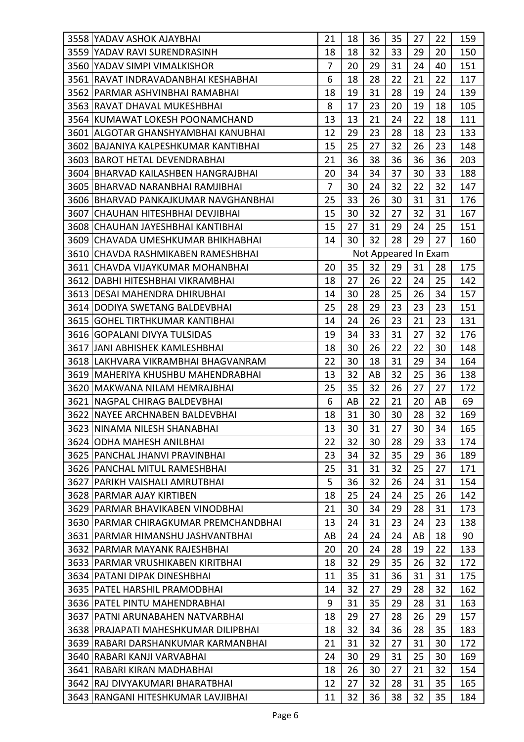| | | | | | | | | |
|---|---|---|---|---|---|---|---|---|
| 3558 | YADAV ASHOK AJAYBHAI | 21 | 18 | 36 | 35 | 27 | 22 | 159 |
| 3559 | YADAV RAVI SURENDRASINH | 18 | 18 | 32 | 33 | 29 | 20 | 150 |
| 3560 | YADAV SIMPI VIMALKISHOR | 7 | 20 | 29 | 31 | 24 | 40 | 151 |
| 3561 | RAVAT INDRAVADANBHAI KESHABHAI | 6 | 18 | 28 | 22 | 21 | 22 | 117 |
| 3562 | PARMAR ASHVINBHAI RAMABHAI | 18 | 19 | 31 | 28 | 19 | 24 | 139 |
| 3563 | RAVAT DHAVAL MUKESHBHAI | 8 | 17 | 23 | 20 | 19 | 18 | 105 |
| 3564 | KUMAWAT LOKESH POONAMCHAND | 13 | 13 | 21 | 24 | 22 | 18 | 111 |
| 3601 | ALGOTAR GHANSHYAMBHAI KANUBHAI | 12 | 29 | 23 | 28 | 18 | 23 | 133 |
| 3602 | BAJANIYA KALPESHKUMAR KANTIBHAI | 15 | 25 | 27 | 32 | 26 | 23 | 148 |
| 3603 | BAROT HETAL DEVENDRABHAI | 21 | 36 | 38 | 36 | 36 | 36 | 203 |
| 3604 | BHARVAD KAILASHBEN HANGRAJBHAI | 20 | 34 | 34 | 37 | 30 | 33 | 188 |
| 3605 | BHARVAD NARANBHAI RAMJIBHAI | 7 | 30 | 24 | 32 | 22 | 32 | 147 |
| 3606 | BHARVAD PANKAJKUMAR NAVGHANBHAI | 25 | 33 | 26 | 30 | 31 | 31 | 176 |
| 3607 | CHAUHAN HITESHBHAI DEVJIBHAI | 15 | 30 | 32 | 27 | 32 | 31 | 167 |
| 3608 | CHAUHAN JAYESHBHAI KANTIBHAI | 15 | 27 | 31 | 29 | 24 | 25 | 151 |
| 3609 | CHAVADA UMESHKUMAR BHIKHABHAI | 14 | 30 | 32 | 28 | 29 | 27 | 160 |
| 3610 | CHAVDA RASHMIKABEN RAMESHBHAI | Not Appeared In Exam | | | | | | |
| 3611 | CHAVDA VIJAYKUMAR MOHANBHAI | 20 | 35 | 32 | 29 | 31 | 28 | 175 |
| 3612 | DABHI HITESHBHAI VIKRAMBHAI | 18 | 27 | 26 | 22 | 24 | 25 | 142 |
| 3613 | DESAI MAHENDRA DHIRUBHAI | 14 | 30 | 28 | 25 | 26 | 34 | 157 |
| 3614 | DODIYA SWETANG BALDEVBHAI | 25 | 28 | 29 | 23 | 23 | 23 | 151 |
| 3615 | GOHEL TIRTHKUMAR KANTIBHAI | 14 | 24 | 26 | 23 | 21 | 23 | 131 |
| 3616 | GOPALANI DIVYA TULSIDAS | 19 | 34 | 33 | 31 | 27 | 32 | 176 |
| 3617 | JANI ABHISHEK KAMLESHBHAI | 18 | 30 | 26 | 22 | 22 | 30 | 148 |
| 3618 | LAKHVARA VIKRAMBHAI BHAGVANRAM | 22 | 30 | 18 | 31 | 29 | 34 | 164 |
| 3619 | MAHERIYA KHUSHBU MAHENDRABHAI | 13 | 32 | AB | 32 | 25 | 36 | 138 |
| 3620 | MAKWANA NILAM HEMRAJBHAI | 25 | 35 | 32 | 26 | 27 | 27 | 172 |
| 3621 | NAGPAL CHIRAG BALDEVBHAI | 6 | AB | 22 | 21 | 20 | AB | 69 |
| 3622 | NAYEE ARCHNABEN BALDEVBHAI | 18 | 31 | 30 | 30 | 28 | 32 | 169 |
| 3623 | NINAMA NILESH SHANABHAI | 13 | 30 | 31 | 27 | 30 | 34 | 165 |
| 3624 | ODHA MAHESH ANILBHAI | 22 | 32 | 30 | 28 | 29 | 33 | 174 |
| 3625 | PANCHAL JHANVI PRAVINBHAI | 23 | 34 | 32 | 35 | 29 | 36 | 189 |
| 3626 | PANCHAL MITUL RAMESHBHAI | 25 | 31 | 31 | 32 | 25 | 27 | 171 |
| 3627 | PARIKH VAISHALI AMRUTBHAI | 5 | 36 | 32 | 26 | 24 | 31 | 154 |
| 3628 | PARMAR AJAY KIRTIBEN | 18 | 25 | 24 | 24 | 25 | 26 | 142 |
| 3629 | PARMAR BHAVIKABEN VINODBHAI | 21 | 30 | 34 | 29 | 28 | 31 | 173 |
| 3630 | PARMAR CHIRAGKUMAR PREMCHANDBHAI | 13 | 24 | 31 | 23 | 24 | 23 | 138 |
| 3631 | PARMAR HIMANSHU JASHVANTBHAI | AB | 24 | 24 | 24 | AB | 18 | 90 |
| 3632 | PARMAR MAYANK RAJESHBHAI | 20 | 20 | 24 | 28 | 19 | 22 | 133 |
| 3633 | PARMAR VRUSHIKABEN KIRITBHAI | 18 | 32 | 29 | 35 | 26 | 32 | 172 |
| 3634 | PATANI DIPAK DINESHBHAI | 11 | 35 | 31 | 36 | 31 | 31 | 175 |
| 3635 | PATEL HARSHIL PRAMODBHAI | 14 | 32 | 27 | 29 | 28 | 32 | 162 |
| 3636 | PATEL PINTU MAHENDRABHAI | 9 | 31 | 35 | 29 | 28 | 31 | 163 |
| 3637 | PATNI ARUNABAHEN NATVARBHAI | 18 | 29 | 27 | 28 | 26 | 29 | 157 |
| 3638 | PRAJAPATI MAHESHKUMAR DILIPBHAI | 18 | 32 | 34 | 36 | 28 | 35 | 183 |
| 3639 | RABARI DARSHANKUMAR KARMANBHAI | 21 | 31 | 32 | 27 | 31 | 30 | 172 |
| 3640 | RABARI KANJI VARVABHAI | 24 | 30 | 29 | 31 | 25 | 30 | 169 |
| 3641 | RABARI KIRAN MADHABHAI | 18 | 26 | 30 | 27 | 21 | 32 | 154 |
| 3642 | RAJ DIVYAKUMARI BHARATBHAI | 12 | 27 | 32 | 28 | 31 | 35 | 165 |
| 3643 | RANGANI HITESHKUMAR LAVJIBHAI | 11 | 32 | 36 | 38 | 32 | 35 | 184 |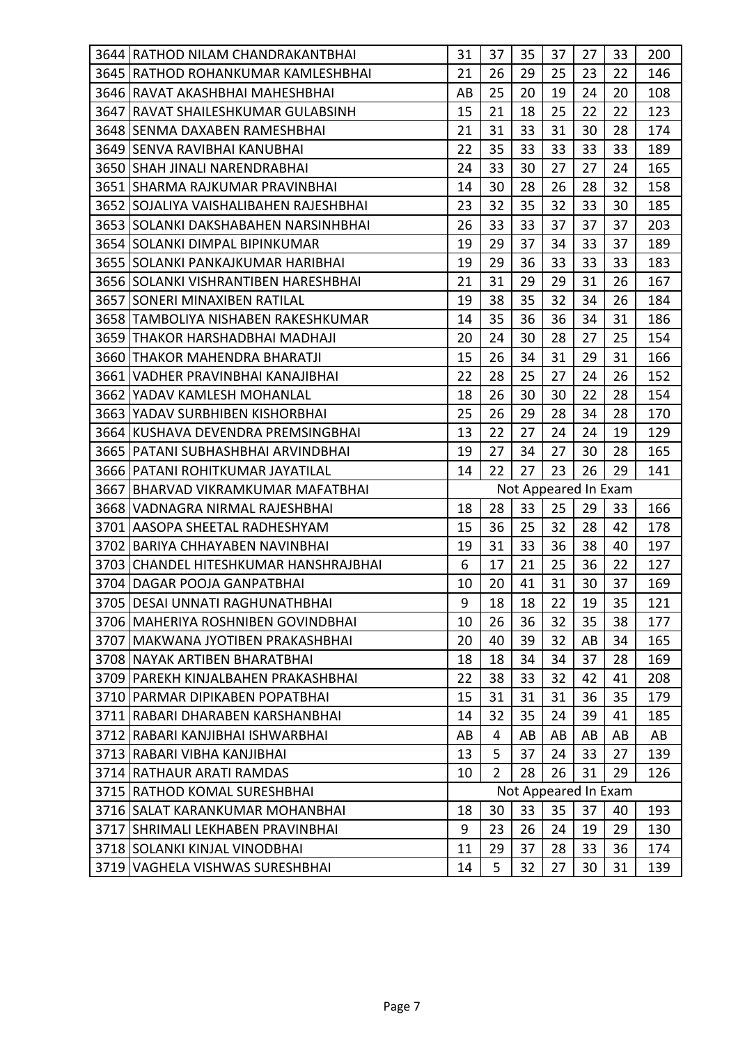| | | | | | | | | |
|---|---|---|---|---|---|---|---|---|
| 3644 | RATHOD NILAM CHANDRAKANTBHAI | 31 | 37 | 35 | 37 | 27 | 33 | 200 |
| 3645 | RATHOD ROHANKUMAR KAMLESHBHAI | 21 | 26 | 29 | 25 | 23 | 22 | 146 |
| 3646 | RAVAT AKASHBHAI MAHESHBHAI | AB | 25 | 20 | 19 | 24 | 20 | 108 |
| 3647 | RAVAT SHAILESHKUMAR GULABSINH | 15 | 21 | 18 | 25 | 22 | 22 | 123 |
| 3648 | SENMA DAXABEN RAMESHBHAI | 21 | 31 | 33 | 31 | 30 | 28 | 174 |
| 3649 | SENVA RAVIBHAI KANUBHAI | 22 | 35 | 33 | 33 | 33 | 33 | 189 |
| 3650 | SHAH JINALI NARENDRABHAI | 24 | 33 | 30 | 27 | 27 | 24 | 165 |
| 3651 | SHARMA RAJKUMAR PRAVINBHAI | 14 | 30 | 28 | 26 | 28 | 32 | 158 |
| 3652 | SOJALIYA VAISHALIBAHEN RAJESHBHAI | 23 | 32 | 35 | 32 | 33 | 30 | 185 |
| 3653 | SOLANKI DAKSHABAHEN NARSINHBHAI | 26 | 33 | 33 | 37 | 37 | 37 | 203 |
| 3654 | SOLANKI DIMPAL BIPINKUMAR | 19 | 29 | 37 | 34 | 33 | 37 | 189 |
| 3655 | SOLANKI PANKAJKUMAR HARIBHAI | 19 | 29 | 36 | 33 | 33 | 33 | 183 |
| 3656 | SOLANKI VISHRANTIBEN HARESHBHAI | 21 | 31 | 29 | 29 | 31 | 26 | 167 |
| 3657 | SONERI MINAXIBEN RATILAL | 19 | 38 | 35 | 32 | 34 | 26 | 184 |
| 3658 | TAMBOLIYA NISHABEN RAKESHKUMAR | 14 | 35 | 36 | 36 | 34 | 31 | 186 |
| 3659 | THAKOR HARSHADBHAI MADHAJI | 20 | 24 | 30 | 28 | 27 | 25 | 154 |
| 3660 | THAKOR MAHENDRA BHARATJI | 15 | 26 | 34 | 31 | 29 | 31 | 166 |
| 3661 | VADHER PRAVINBHAI KANAJIBHAI | 22 | 28 | 25 | 27 | 24 | 26 | 152 |
| 3662 | YADAV KAMLESH MOHANLAL | 18 | 26 | 30 | 30 | 22 | 28 | 154 |
| 3663 | YADAV SURBHIBEN KISHORBHAI | 25 | 26 | 29 | 28 | 34 | 28 | 170 |
| 3664 | KUSHAVA DEVENDRA PREMSINGBHAI | 13 | 22 | 27 | 24 | 24 | 19 | 129 |
| 3665 | PATANI SUBHASHBHAI ARVINDBHAI | 19 | 27 | 34 | 27 | 30 | 28 | 165 |
| 3666 | PATANI ROHITKUMAR JAYATILAL | 14 | 22 | 27 | 23 | 26 | 29 | 141 |
| 3667 | BHARVAD VIKRAMKUMAR MAFATBHAI | Not Appeared In Exam | | | | | | |
| 3668 | VADNAGRA NIRMAL RAJESHBHAI | 18 | 28 | 33 | 25 | 29 | 33 | 166 |
| 3701 | AASOPA SHEETAL RADHESHYAM | 15 | 36 | 25 | 32 | 28 | 42 | 178 |
| 3702 | BARIYA CHHAYABEN NAVINBHAI | 19 | 31 | 33 | 36 | 38 | 40 | 197 |
| 3703 | CHANDEL HITESHKUMAR HANSHRAJBHAI | 6 | 17 | 21 | 25 | 36 | 22 | 127 |
| 3704 | DAGAR POOJA GANPATBHAI | 10 | 20 | 41 | 31 | 30 | 37 | 169 |
| 3705 | DESAI UNNATI RAGHUNATHBHAI | 9 | 18 | 18 | 22 | 19 | 35 | 121 |
| 3706 | MAHERIYA ROSHNIBEN GOVINDBHAI | 10 | 26 | 36 | 32 | 35 | 38 | 177 |
| 3707 | MAKWANA JYOTIBEN PRAKASHBHAI | 20 | 40 | 39 | 32 | AB | 34 | 165 |
| 3708 | NAYAK ARTIBEN BHARATBHAI | 18 | 18 | 34 | 34 | 37 | 28 | 169 |
| 3709 | PAREKH KINJALBAHEN PRAKASHBHAI | 22 | 38 | 33 | 32 | 42 | 41 | 208 |
| 3710 | PARMAR DIPIKABEN POPATBHAI | 15 | 31 | 31 | 31 | 36 | 35 | 179 |
| 3711 | RABARI DHARABEN KARSHANBHAI | 14 | 32 | 35 | 24 | 39 | 41 | 185 |
| 3712 | RABARI KANJIBHAI ISHWARBHAI | AB | 4 | AB | AB | AB | AB | AB |
| 3713 | RABARI VIBHA KANJIBHAI | 13 | 5 | 37 | 24 | 33 | 27 | 139 |
| 3714 | RATHAUR ARATI RAMDAS | 10 | 2 | 28 | 26 | 31 | 29 | 126 |
| 3715 | RATHOD KOMAL SURESHBHAI | Not Appeared In Exam | | | | | | |
| 3716 | SALAT KARANKUMAR MOHANBHAI | 18 | 30 | 33 | 35 | 37 | 40 | 193 |
| 3717 | SHRIMALI LEKHABEN PRAVINBHAI | 9 | 23 | 26 | 24 | 19 | 29 | 130 |
| 3718 | SOLANKI KINJAL VINODBHAI | 11 | 29 | 37 | 28 | 33 | 36 | 174 |
| 3719 | VAGHELA VISHWAS SURESHBHAI | 14 | 5 | 32 | 27 | 30 | 31 | 139 |